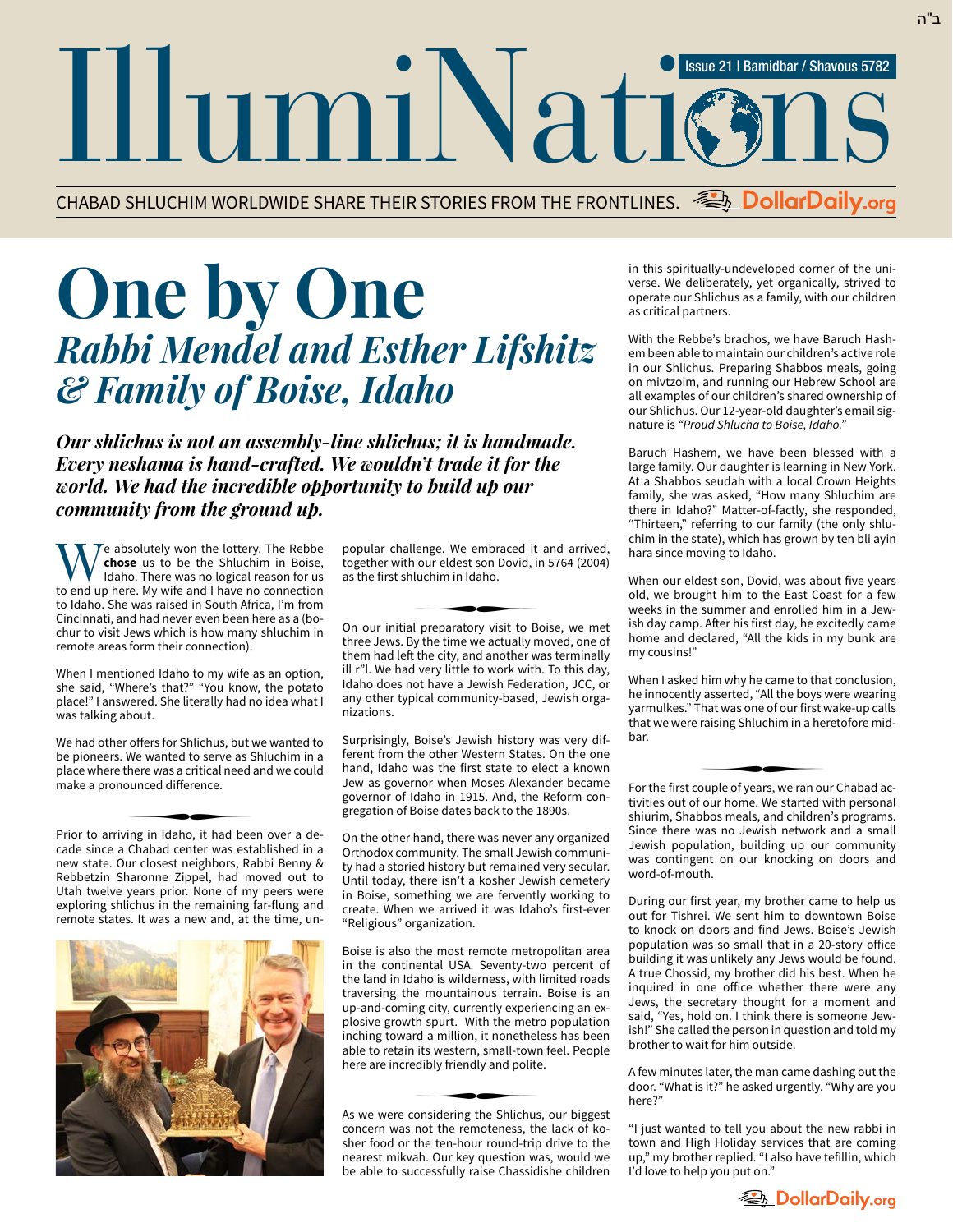ב"ה

# IllumiNations

Issue 21 | Bamidbar / Shavous 5782

CHABAD SHLUCHIM WORLDWIDE SHARE THEIR STORIES FROM THE FRONTLINES. DollarDaily.org

# One by One

## *Rabbi Mendel and Esther Lifshitz & Family of Boise, Idaho*

***Our shlichus is not an assembly-line shlichus; it is handmade. Every neshama is hand-crafted. We wouldn't trade it for the world. We had the incredible opportunity to build up our community from the ground up.***

We absolutely won the lottery. The Rebbe **chose** us to be the Shluchim in Boise, Idaho. There was no logical reason for us to end up here. My wife and I have no connection to Idaho. She was raised in South Africa, I'm from Cincinnati, and had never even been here as a (bochur to visit Jews which is how many shluchim in remote areas form their connection).

When I mentioned Idaho to my wife as an option, she said, "Where's that?" "You know, the potato place!" I answered. She literally had no idea what I was talking about.

We had other offers for Shlichus, but we wanted to be pioneers. We wanted to serve as Shluchim in a place where there was a critical need and we could make a pronounced difference.

Prior to arriving in Idaho, it had been over a decade since a Chabad center was established in a new state. Our closest neighbors, Rabbi Benny & Rebbetzin Sharonne Zippel, had moved out to Utah twelve years prior. None of my peers were exploring shlichus in the remaining far-flung and remote states. It was a new and, at the time, unpopular challenge. We embraced it and arrived, together with our eldest son Dovid, in 5764 (2004) as the first shluchim in Idaho.

On our initial preparatory visit to Boise, we met three Jews. By the time we actually moved, one of them had left the city, and another was terminally ill r"l. We had very little to work with. To this day, Idaho does not have a Jewish Federation, JCC, or any other typical community-based, Jewish organizations.

Surprisingly, Boise's Jewish history was very different from the other Western States. On the one hand, Idaho was the first state to elect a known Jew as governor when Moses Alexander became governor of Idaho in 1915. And, the Reform congregation of Boise dates back to the 1890s.

On the other hand, there was never any organized Orthodox community. The small Jewish community had a storied history but remained very secular. Until today, there isn't a kosher Jewish cemetery in Boise, something we are fervently working to create. When we arrived it was Idaho's first-ever "Religious" organization.

Boise is also the most remote metropolitan area in the continental USA. Seventy-two percent of the land in Idaho is wilderness, with limited roads traversing the mountainous terrain. Boise is an up-and-coming city, currently experiencing an explosive growth spurt. With the metro population inching toward a million, it nonetheless has been able to retain its western, small-town feel. People here are incredibly friendly and polite.

As we were considering the Shlichus, our biggest concern was not the remoteness, the lack of kosher food or the ten-hour round-trip drive to the nearest mikvah. Our key question was, would we be able to successfully raise Chassidishe children in this spiritually-undeveloped corner of the universe. We deliberately, yet organically, strived to operate our Shlichus as a family, with our children as critical partners.

With the Rebbe's brachos, we have Baruch Hashem been able to maintain our children's active role in our Shlichus. Preparing Shabbos meals, going on mivtzoim, and running our Hebrew School are all examples of our children's shared ownership of our Shlichus. Our 12-year-old daughter's email signature is *"Proud Shlucha to Boise, Idaho."*

Baruch Hashem, we have been blessed with a large family. Our daughter is learning in New York. At a Shabbos seudah with a local Crown Heights family, she was asked, "How many Shluchim are there in Idaho?" Matter-of-factly, she responded, "Thirteen," referring to our family (the only shluchim in the state), which has grown by ten bli ayin hara since moving to Idaho.

When our eldest son, Dovid, was about five years old, we brought him to the East Coast for a few weeks in the summer and enrolled him in a Jewish day camp. After his first day, he excitedly came home and declared, "All the kids in my bunk are my cousins!"

When I asked him why he came to that conclusion, he innocently asserted, "All the boys were wearing yarmulkes." That was one of our first wake-up calls that we were raising Shluchim in a heretofore midbar.

For the first couple of years, we ran our Chabad activities out of our home. We started with personal shiurim, Shabbos meals, and children's programs. Since there was no Jewish network and a small Jewish population, building up our community was contingent on our knocking on doors and word-of-mouth.

During our first year, my brother came to help us out for Tishrei. We sent him to downtown Boise to knock on doors and find Jews. Boise's Jewish population was so small that in a 20-story office building it was unlikely any Jews would be found. A true Chossid, my brother did his best. When he inquired in one office whether there were any Jews, the secretary thought for a moment and said, "Yes, hold on. I think there is someone Jewish!" She called the person in question and told my brother to wait for him outside.

A few minutes later, the man came dashing out the door. "What is it?" he asked urgently. "Why are you here?"

"I just wanted to tell you about the new rabbi in town and High Holiday services that are coming up," my brother replied. "I also have tefillin, which I'd love to help you put on."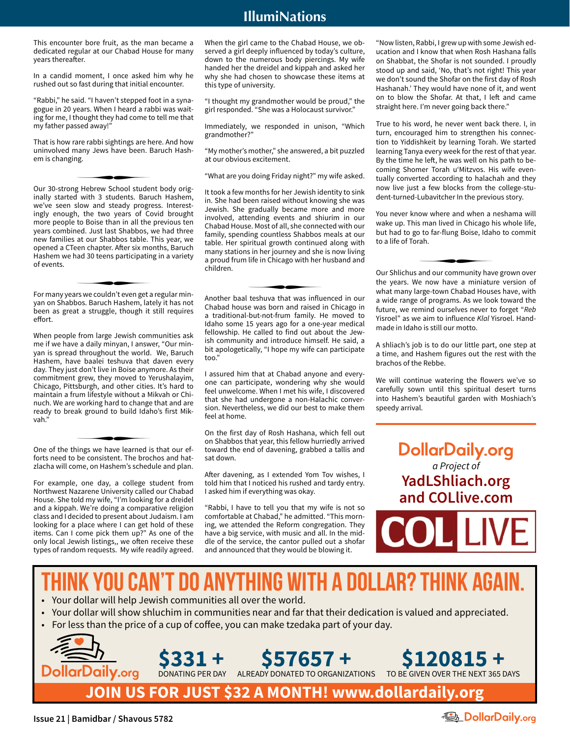This encounter bore fruit, as the man became a dedicated regular at our Chabad House for many years thereafter.

In a candid moment, I once asked him why he rushed out so fast during that initial encounter.

"Rabbi," he said. "I haven't stepped foot in a synagogue in 20 years. When I heard a rabbi was waiting for me, I thought they had come to tell me that my father passed away!"

That is how rare rabbi sightings are here. And how uninvolved many Jews have been. Baruch Hashem is changing.

Our 30-strong Hebrew School student body originally started with 3 students. Baruch Hashem, we've seen slow and steady progress. Interestingly enough, the two years of Covid brought more people to Boise than in all the previous ten years combined. Just last Shabbos, we had three new families at our Shabbos table. This year, we opened a CTeen chapter. After six months, Baruch Hashem we had 30 teens participating in a variety of events.

For many years we couldn't even get a regular minyan on Shabbos. Baruch Hashem, lately it has not been as great a struggle, though it still requires effort.

When people from large Jewish communities ask me if we have a daily minyan, I answer, "Our minyan is spread throughout the world. We, Baruch Hashem, have baalei teshuva that daven every day. They just don't live in Boise anymore. As their commitment grew, they moved to Yerushalayim, Chicago, Pittsburgh, and other cities. It's hard to maintain a frum lifestyle without a Mikvah or Chinuch. We are working hard to change that and are ready to break ground to build Idaho's first Mikvah."

One of the things we have learned is that our efforts need to be consistent. The brochos and hatzlacha will come, on Hashem's schedule and plan.

For example, one day, a college student from Northwest Nazarene University called our Chabad House. She told my wife, "I'm looking for a dreidel and a kippah. We're doing a comparative religion class and I decided to present about Judaism. I am looking for a place where I can get hold of these items. Can I come pick them up?" As one of the only local Jewish listings,, we often receive these types of random requests. My wife readily agreed.

When the girl came to the Chabad House, we observed a girl deeply influenced by today's culture, down to the numerous body piercings. My wife handed her the dreidel and kippah and asked her why she had chosen to showcase these items at this type of university.

"I thought my grandmother would be proud," the girl responded. "She was a Holocaust survivor."

Immediately, we responded in unison, "Which grandmother?"

"My mother's mother," she answered, a bit puzzled at our obvious excitement.

"What are you doing Friday night?" my wife asked.

It took a few months for her Jewish identity to sink in. She had been raised without knowing she was Jewish. She gradually became more and more involved, attending events and shiurim in our Chabad House. Most of all, she connected with our family, spending countless Shabbos meals at our table. Her spiritual growth continued along with many stations in her journey and she is now living a proud frum life in Chicago with her husband and children.

Another baal teshuva that was influenced in our Chabad house was born and raised in Chicago in a traditional-but-not-frum family. He moved to Idaho some 15 years ago for a one-year medical fellowship. He called to find out about the Jewish community and introduce himself. He said, a bit apologetically, "I hope my wife can participate too."

I assured him that at Chabad anyone and everyone can participate, wondering why she would feel unwelcome. When I met his wife, I discovered that she had undergone a non-Halachic conversion. Nevertheless, we did our best to make them feel at home.

On the first day of Rosh Hashana, which fell out on Shabbos that year, this fellow hurriedly arrived toward the end of davening, grabbed a tallis and sat down.

After davening, as I extended Yom Tov wishes, I told him that I noticed his rushed and tardy entry. I asked him if everything was okay.

"Rabbi, I have to tell you that my wife is not so comfortable at Chabad," he admitted. "This morning, we attended the Reform congregation. They have a big service, with music and all. In the middle of the service, the cantor pulled out a shofar and announced that they would be blowing it.

"Now listen, Rabbi, I grew up with some Jewish education and I know that when Rosh Hashana falls on Shabbat, the Shofar is not sounded. I proudly stood up and said, 'No, that's not right! This year we don't sound the Shofar on the first day of Rosh Hashanah.' They would have none of it, and went on to blow the Shofar. At that, I left and came straight here. I'm never going back there."

True to his word, he never went back there. I, in turn, encouraged him to strengthen his connection to Yiddishkeit by learning Torah. We started learning Tanya every week for the rest of that year. By the time he left, he was well on his path to becoming Shomer Torah u'Mitzvos. His wife eventually converted according to halachah and they now live just a few blocks from the college-student-turned-Lubavitcher In the previous story.

You never know where and when a neshama will wake up. This man lived in Chicago his whole life, but had to go to far-flung Boise, Idaho to commit to a life of Torah.

Our Shlichus and our community have grown over the years. We now have a miniature version of what many large-town Chabad Houses have, with a wide range of programs. As we look toward the future, we remind ourselves never to forget "*Reb* Yisroel" as we aim to influence *Klal* Yisroel. Handmade in Idaho is still our motto.

A shliach's job is to do our little part, one step at a time, and Hashem figures out the rest with the brachos of the Rebbe.

We will continue watering the flowers we've so carefully sown until this spiritual desert turns into Hashem's beautiful garden with Moshiach's speedy arrival.

**DollarDaily.org**
*a Project of*
**YadLShliach.org and COLlive.com**

COL LIVE

# THINK YOU CAN'T DO ANYTHING WITH A DOLLAR? THINK AGAIN.

- Your dollar will help Jewish communities all over the world.
- Your dollar will show shluchim in communities near and far that their dedication is valued and appreciated.
- For less than the price of a cup of coffee, you can make tzedaka part of your day.

DollarDaily.org

**$331 +** DONATING PER DAY

**$57657 +** ALREADY DONATED TO ORGANIZATIONS

**$120815 +** TO BE GIVEN OVER THE NEXT 365 DAYS

**JOIN US FOR JUST $32 A MONTH! www.dollardaily.org**

**Issue 21 | Bamidbar / Shavous 5782**